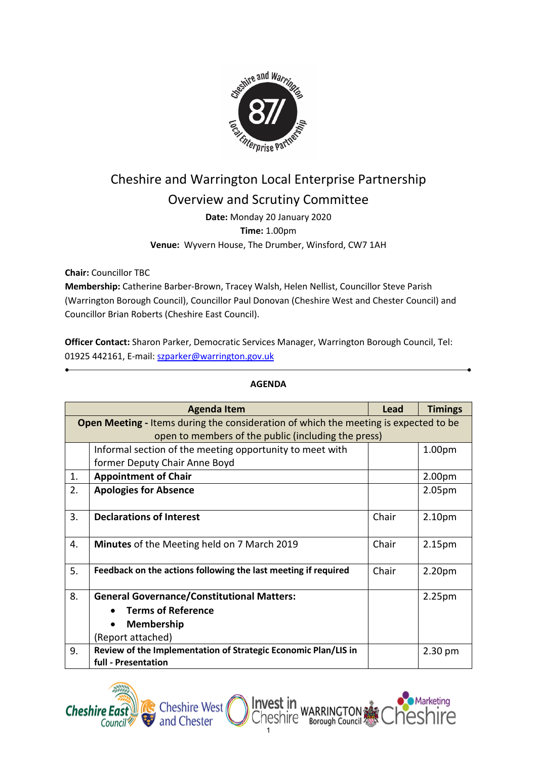# Cheshire and Warrington Local Enterprise Partnership

## Overview and Scrutiny Committee

**Date:** Monday 20 January 2020

**Time:** 1.00pm

**Venue:** Wyvern House, The Drumber, Winsford, CW7 1AH

**Chair:** Councillor TBC

**Membership:** Catherine Barber-Brown, Tracey Walsh, Helen Nellist, Councillor Steve Parish (Warrington Borough Council), Councillor Paul Donovan (Cheshire West and Chester Council) and Councillor Brian Roberts (Cheshire East Council).

**Officer Contact:** Sharon Parker, Democratic Services Manager, Warrington Borough Council, Tel: 01925 442161, E-mail: szparker@warrington.gov.uk

**AGENDA**

| | Agenda Item | Lead | Timings |
|---|---|---|---|
| **Open Meeting -** Items during the consideration of which the meeting is expected to be open to members of the public (including the press) | | | |
| | Informal section of the meeting opportunity to meet with former Deputy Chair Anne Boyd | | 1.00pm |
| 1. | **Appointment of Chair** | | 2.00pm |
| 2. | **Apologies for Absence** | | 2.05pm |
| 3. | **Declarations of Interest** | Chair | 2.10pm |
| 4. | **Minutes** of the Meeting held on 7 March 2019 | Chair | 2.15pm |
| 5. | **Feedback on the actions following the last meeting if required** | Chair | 2.20pm |
| 8. | **General Governance/Constitutional Matters:**<br>• **Terms of Reference**<br>• **Membership**<br>(Report attached) | | 2.25pm |
| 9. | **Review of the Implementation of Strategic Economic Plan/LIS in full - Presentation** | | 2.30 pm |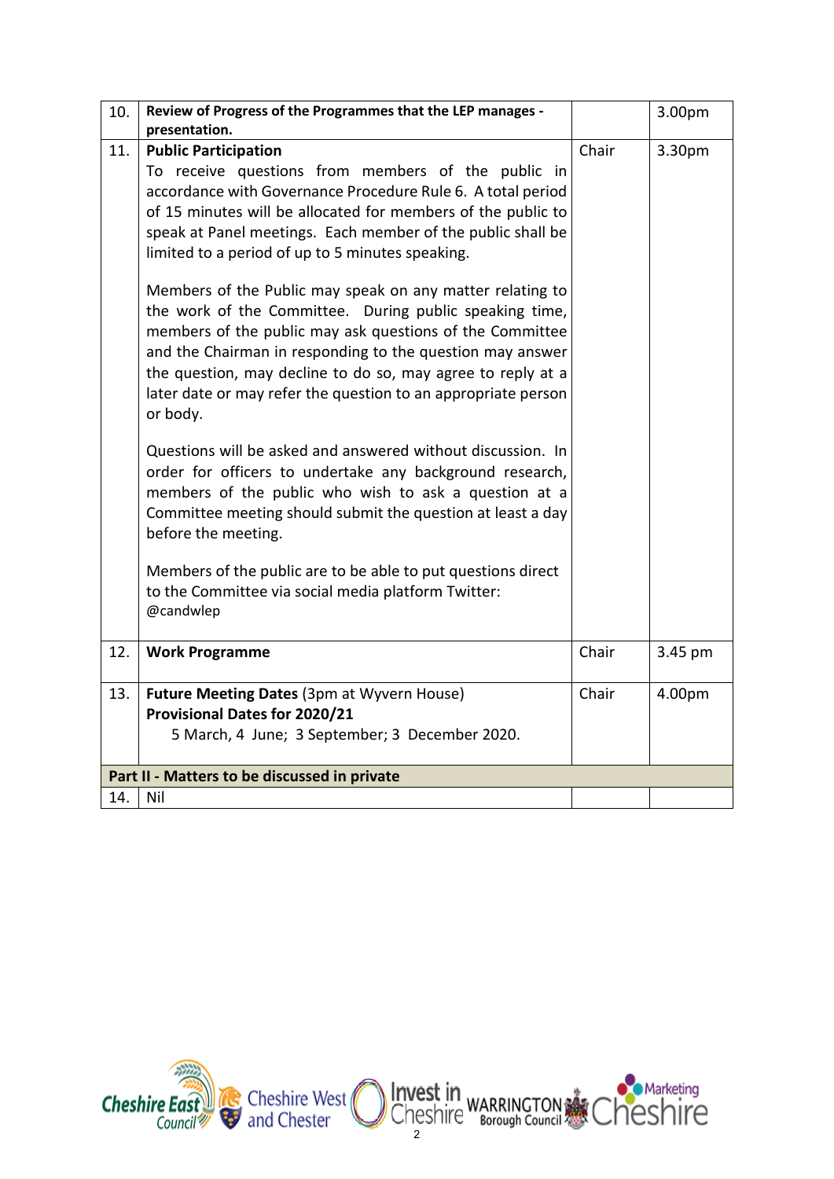| 10. | **Review of Progress of the Programmes that the LEP manages - presentation.** | | 3.00pm |
|---|---|---|---|
| 11. | **Public Participation**<br>To receive questions from members of the public in accordance with Governance Procedure Rule 6. A total period of 15 minutes will be allocated for members of the public to speak at Panel meetings. Each member of the public shall be limited to a period of up to 5 minutes speaking.<br><br>Members of the Public may speak on any matter relating to the work of the Committee. During public speaking time, members of the public may ask questions of the Committee and the Chairman in responding to the question may answer the question, may decline to do so, may agree to reply at a later date or may refer the question to an appropriate person or body.<br><br>Questions will be asked and answered without discussion. In order for officers to undertake any background research, members of the public who wish to ask a question at a Committee meeting should submit the question at least a day before the meeting.<br><br>Members of the public are to be able to put questions direct to the Committee via social media platform Twitter: @candwlep | Chair | 3.30pm |
| 12. | **Work Programme** | Chair | 3.45 pm |
| 13. | **Future Meeting Dates** (3pm at Wyvern House)<br>**Provisional Dates for 2020/21**<br>5 March, 4 June; 3 September; 3 December 2020. | Chair | 4.00pm |
| **Part II - Matters to be discussed in private** | | | |
| 14. | Nil | | |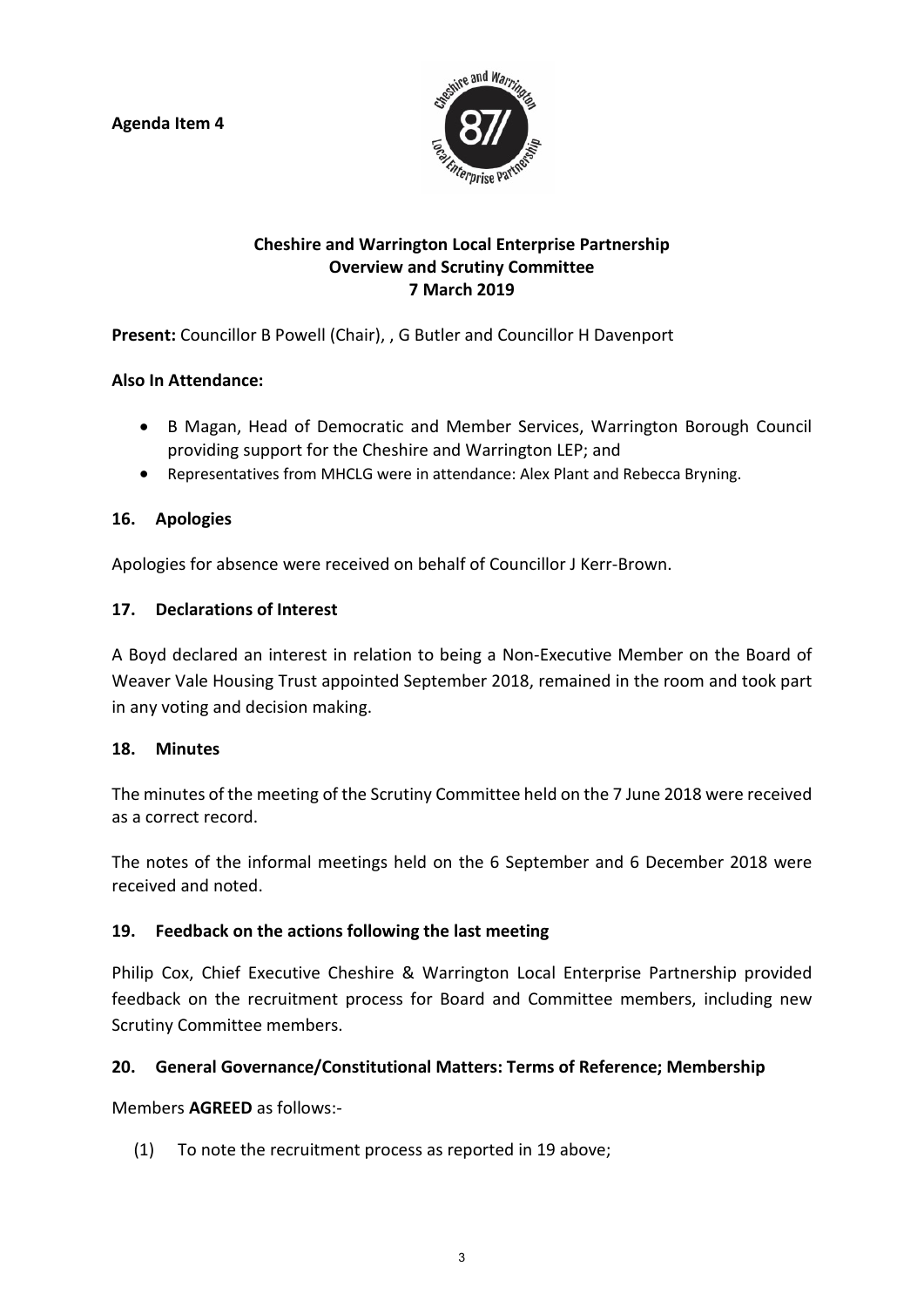**Agenda Item 4**

**Cheshire and Warrington Local Enterprise Partnership**
**Overview and Scrutiny Committee**
**7 March 2019**

**Present:** Councillor B Powell (Chair), , G Butler and Councillor H Davenport

**Also In Attendance:**

- B Magan, Head of Democratic and Member Services, Warrington Borough Council providing support for the Cheshire and Warrington LEP; and
- Representatives from MHCLG were in attendance: Alex Plant and Rebecca Bryning.

### 16. Apologies

Apologies for absence were received on behalf of Councillor J Kerr-Brown.

### 17. Declarations of Interest

A Boyd declared an interest in relation to being a Non-Executive Member on the Board of Weaver Vale Housing Trust appointed September 2018, remained in the room and took part in any voting and decision making.

### 18. Minutes

The minutes of the meeting of the Scrutiny Committee held on the 7 June 2018 were received as a correct record.

The notes of the informal meetings held on the 6 September and 6 December 2018 were received and noted.

### 19. Feedback on the actions following the last meeting

Philip Cox, Chief Executive Cheshire & Warrington Local Enterprise Partnership provided feedback on the recruitment process for Board and Committee members, including new Scrutiny Committee members.

### 20. General Governance/Constitutional Matters: Terms of Reference; Membership

Members **AGREED** as follows:-

(1) To note the recruitment process as reported in 19 above;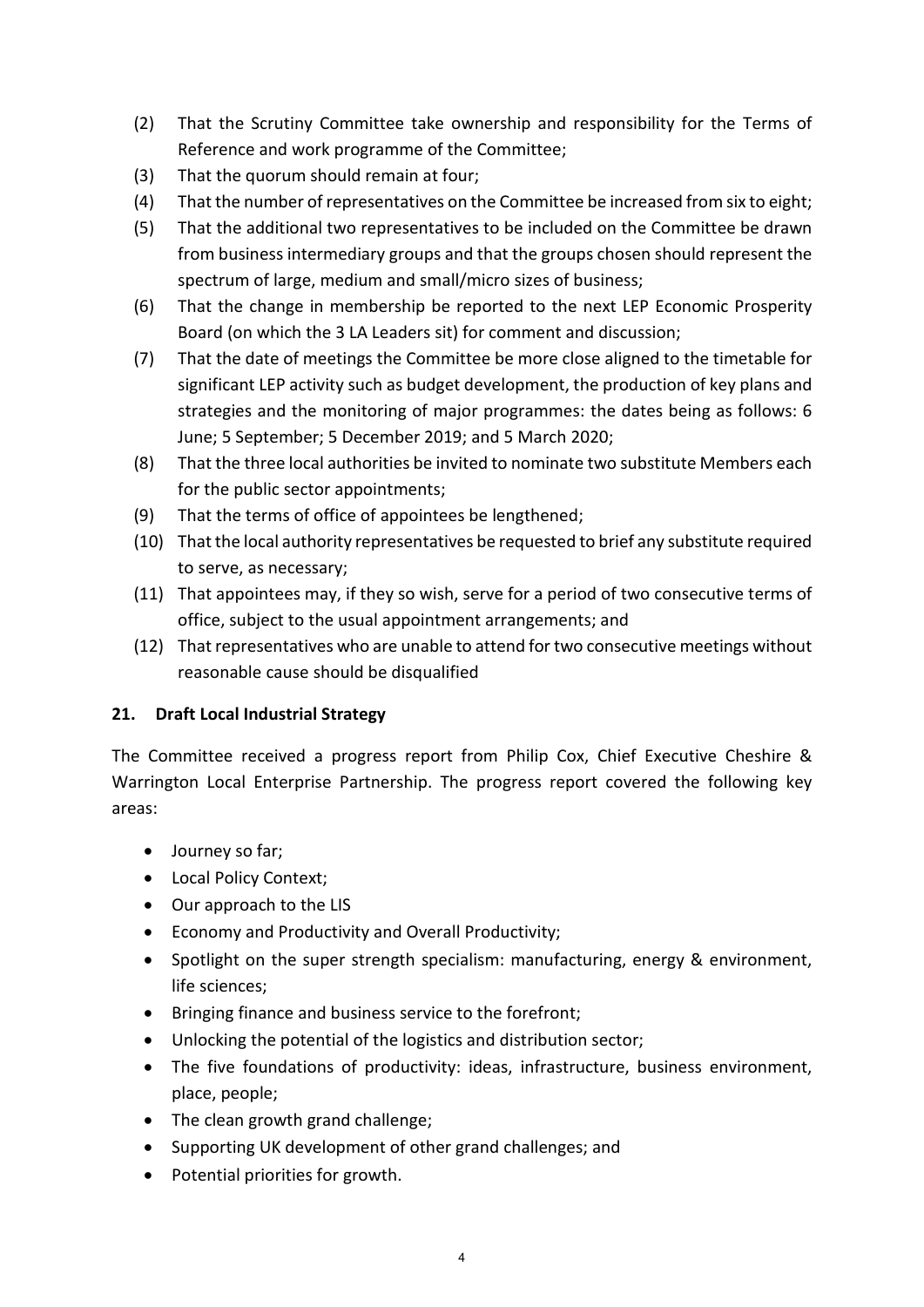(2) That the Scrutiny Committee take ownership and responsibility for the Terms of Reference and work programme of the Committee;

(3) That the quorum should remain at four;

(4) That the number of representatives on the Committee be increased from six to eight;

(5) That the additional two representatives to be included on the Committee be drawn from business intermediary groups and that the groups chosen should represent the spectrum of large, medium and small/micro sizes of business;

(6) That the change in membership be reported to the next LEP Economic Prosperity Board (on which the 3 LA Leaders sit) for comment and discussion;

(7) That the date of meetings the Committee be more close aligned to the timetable for significant LEP activity such as budget development, the production of key plans and strategies and the monitoring of major programmes: the dates being as follows: 6 June; 5 September; 5 December 2019; and 5 March 2020;

(8) That the three local authorities be invited to nominate two substitute Members each for the public sector appointments;

(9) That the terms of office of appointees be lengthened;

(10) That the local authority representatives be requested to brief any substitute required to serve, as necessary;

(11) That appointees may, if they so wish, serve for a period of two consecutive terms of office, subject to the usual appointment arrangements; and

(12) That representatives who are unable to attend for two consecutive meetings without reasonable cause should be disqualified

## 21. Draft Local Industrial Strategy

The Committee received a progress report from Philip Cox, Chief Executive Cheshire & Warrington Local Enterprise Partnership. The progress report covered the following key areas:

- Journey so far;
- Local Policy Context;
- Our approach to the LIS
- Economy and Productivity and Overall Productivity;
- Spotlight on the super strength specialism: manufacturing, energy & environment, life sciences;
- Bringing finance and business service to the forefront;
- Unlocking the potential of the logistics and distribution sector;
- The five foundations of productivity: ideas, infrastructure, business environment, place, people;
- The clean growth grand challenge;
- Supporting UK development of other grand challenges; and
- Potential priorities for growth.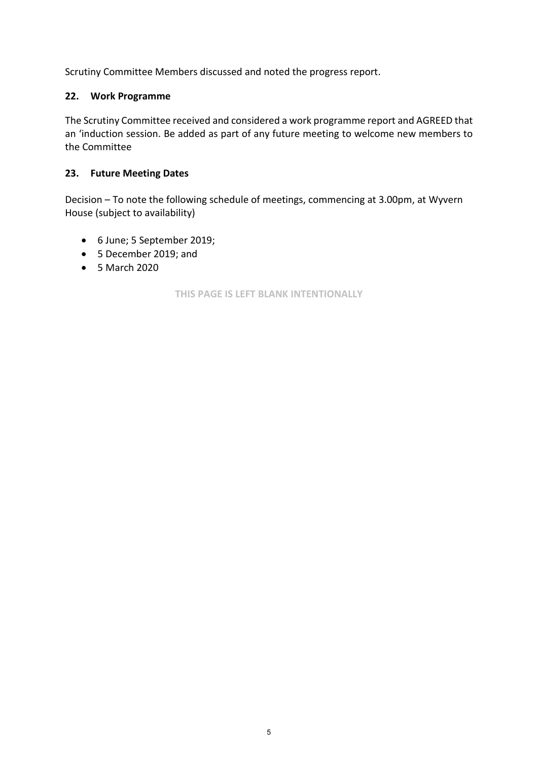Scrutiny Committee Members discussed and noted the progress report.

## 22. Work Programme

The Scrutiny Committee received and considered a work programme report and AGREED that an 'induction session. Be added as part of any future meeting to welcome new members to the Committee

## 23. Future Meeting Dates

Decision – To note the following schedule of meetings, commencing at 3.00pm, at Wyvern House (subject to availability)

- 6 June; 5 September 2019;
- 5 December 2019; and
- 5 March 2020

THIS PAGE IS LEFT BLANK INTENTIONALLY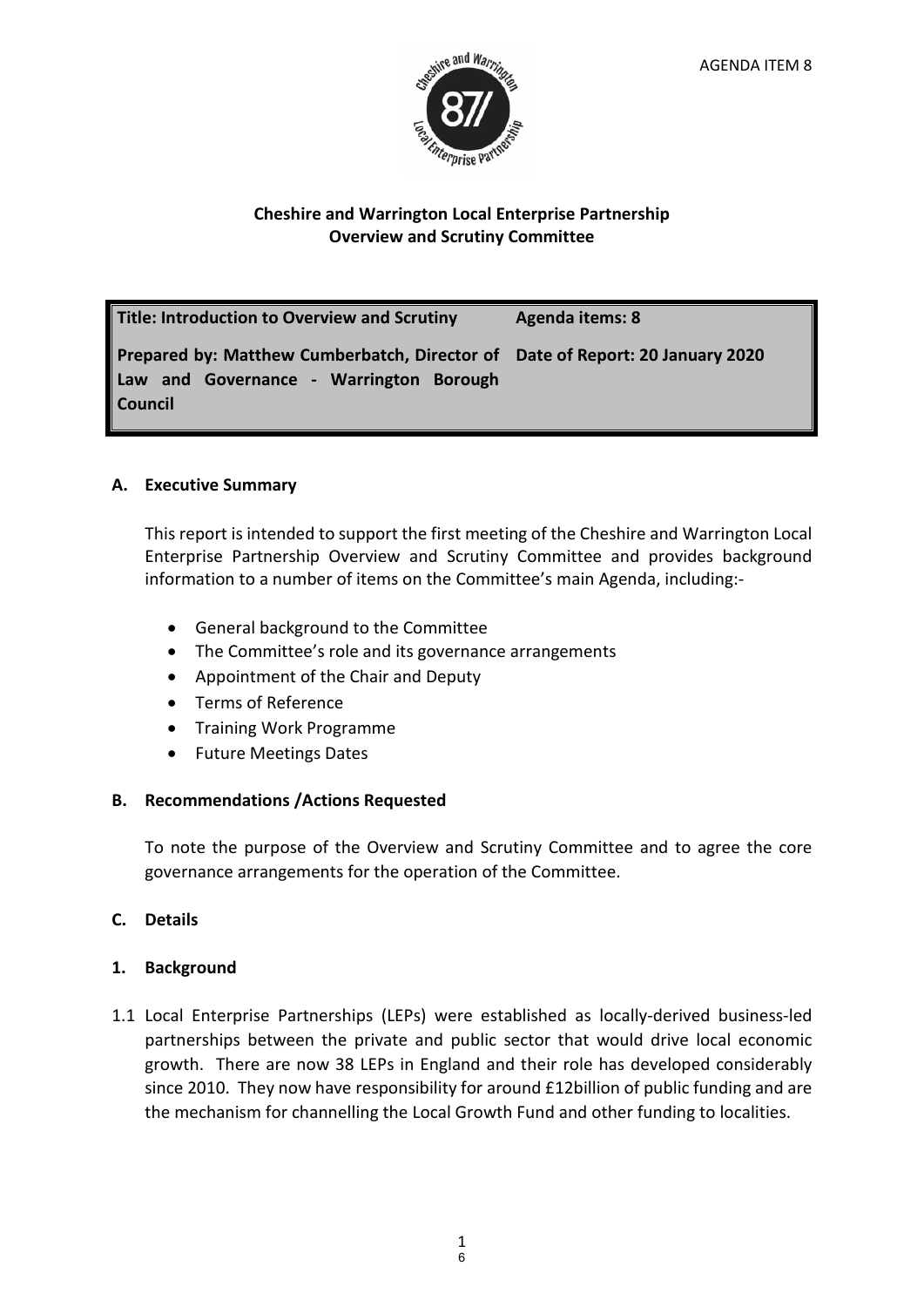AGENDA ITEM 8

**Cheshire and Warrington Local Enterprise Partnership**
**Overview and Scrutiny Committee**

| | |
|---|---|
| **Title: Introduction to Overview and Scrutiny** | **Agenda items: 8** |
| **Prepared by: Matthew Cumberbatch, Director of Law and Governance - Warrington Borough Council** | **Date of Report: 20 January 2020** |

## A. Executive Summary

This report is intended to support the first meeting of the Cheshire and Warrington Local Enterprise Partnership Overview and Scrutiny Committee and provides background information to a number of items on the Committee's main Agenda, including:-

- General background to the Committee
- The Committee's role and its governance arrangements
- Appointment of the Chair and Deputy
- Terms of Reference
- Training Work Programme
- Future Meetings Dates

## B. Recommendations /Actions Requested

To note the purpose of the Overview and Scrutiny Committee and to agree the core governance arrangements for the operation of the Committee.

## C. Details

### 1. Background

1.1 Local Enterprise Partnerships (LEPs) were established as locally-derived business-led partnerships between the private and public sector that would drive local economic growth. There are now 38 LEPs in England and their role has developed considerably since 2010. They now have responsibility for around £12billion of public funding and are the mechanism for channelling the Local Growth Fund and other funding to localities.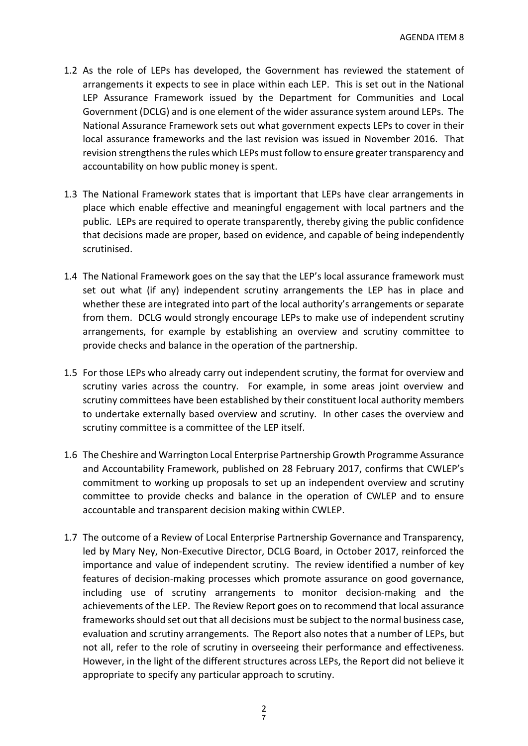1.2 As the role of LEPs has developed, the Government has reviewed the statement of arrangements it expects to see in place within each LEP. This is set out in the National LEP Assurance Framework issued by the Department for Communities and Local Government (DCLG) and is one element of the wider assurance system around LEPs. The National Assurance Framework sets out what government expects LEPs to cover in their local assurance frameworks and the last revision was issued in November 2016. That revision strengthens the rules which LEPs must follow to ensure greater transparency and accountability on how public money is spent.

1.3 The National Framework states that is important that LEPs have clear arrangements in place which enable effective and meaningful engagement with local partners and the public. LEPs are required to operate transparently, thereby giving the public confidence that decisions made are proper, based on evidence, and capable of being independently scrutinised.

1.4 The National Framework goes on the say that the LEP's local assurance framework must set out what (if any) independent scrutiny arrangements the LEP has in place and whether these are integrated into part of the local authority's arrangements or separate from them. DCLG would strongly encourage LEPs to make use of independent scrutiny arrangements, for example by establishing an overview and scrutiny committee to provide checks and balance in the operation of the partnership.

1.5 For those LEPs who already carry out independent scrutiny, the format for overview and scrutiny varies across the country. For example, in some areas joint overview and scrutiny committees have been established by their constituent local authority members to undertake externally based overview and scrutiny. In other cases the overview and scrutiny committee is a committee of the LEP itself.

1.6 The Cheshire and Warrington Local Enterprise Partnership Growth Programme Assurance and Accountability Framework, published on 28 February 2017, confirms that CWLEP's commitment to working up proposals to set up an independent overview and scrutiny committee to provide checks and balance in the operation of CWLEP and to ensure accountable and transparent decision making within CWLEP.

1.7 The outcome of a Review of Local Enterprise Partnership Governance and Transparency, led by Mary Ney, Non-Executive Director, DCLG Board, in October 2017, reinforced the importance and value of independent scrutiny. The review identified a number of key features of decision-making processes which promote assurance on good governance, including use of scrutiny arrangements to monitor decision-making and the achievements of the LEP. The Review Report goes on to recommend that local assurance frameworks should set out that all decisions must be subject to the normal business case, evaluation and scrutiny arrangements. The Report also notes that a number of LEPs, but not all, refer to the role of scrutiny in overseeing their performance and effectiveness. However, in the light of the different structures across LEPs, the Report did not believe it appropriate to specify any particular approach to scrutiny.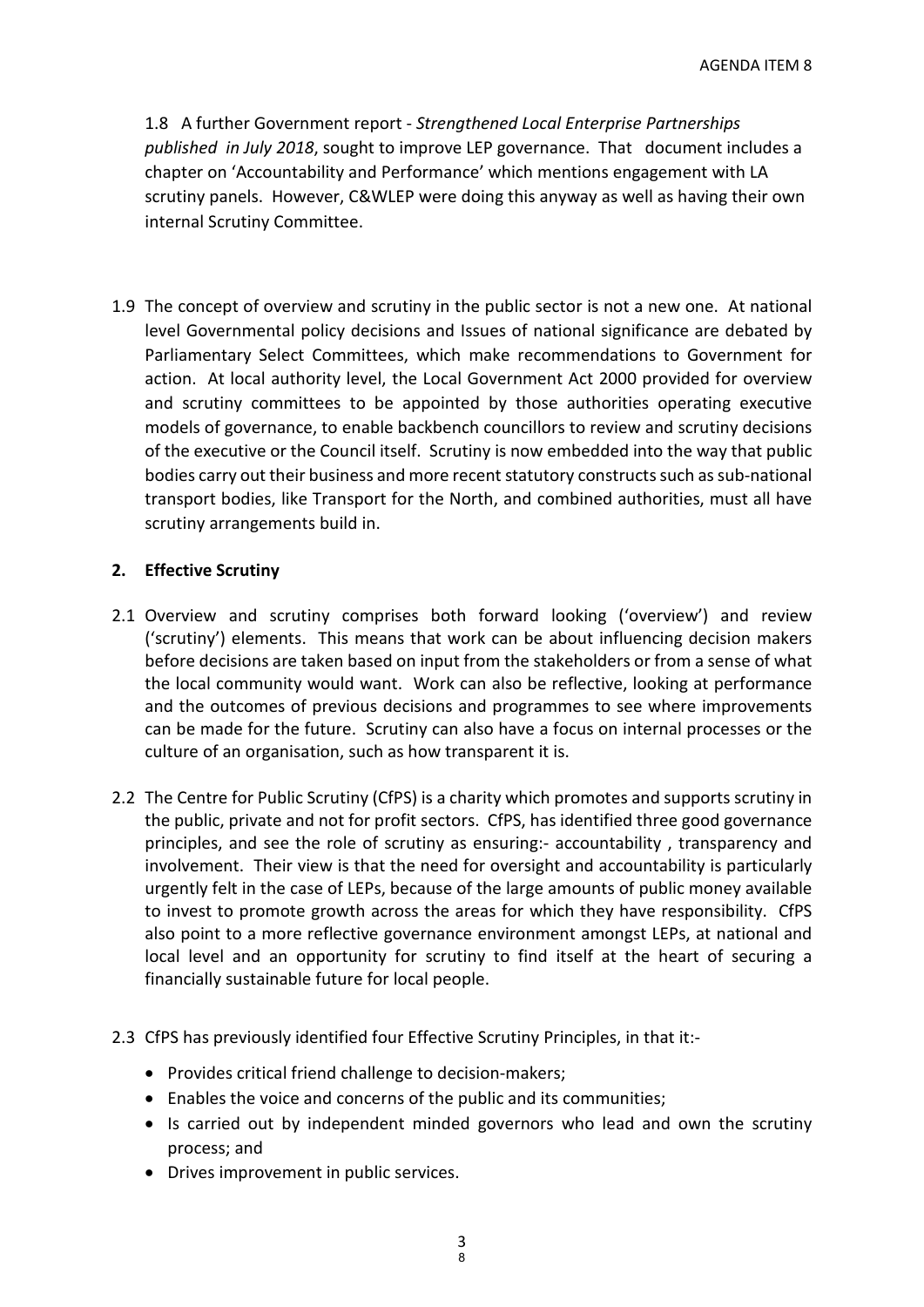1.8 A further Government report - *Strengthened Local Enterprise Partnerships published in July 2018*, sought to improve LEP governance. That document includes a chapter on 'Accountability and Performance' which mentions engagement with LA scrutiny panels. However, C&WLEP were doing this anyway as well as having their own internal Scrutiny Committee.

1.9 The concept of overview and scrutiny in the public sector is not a new one. At national level Governmental policy decisions and Issues of national significance are debated by Parliamentary Select Committees, which make recommendations to Government for action. At local authority level, the Local Government Act 2000 provided for overview and scrutiny committees to be appointed by those authorities operating executive models of governance, to enable backbench councillors to review and scrutiny decisions of the executive or the Council itself. Scrutiny is now embedded into the way that public bodies carry out their business and more recent statutory constructs such as sub-national transport bodies, like Transport for the North, and combined authorities, must all have scrutiny arrangements build in.

## 2. Effective Scrutiny

2.1 Overview and scrutiny comprises both forward looking ('overview') and review ('scrutiny') elements. This means that work can be about influencing decision makers before decisions are taken based on input from the stakeholders or from a sense of what the local community would want. Work can also be reflective, looking at performance and the outcomes of previous decisions and programmes to see where improvements can be made for the future. Scrutiny can also have a focus on internal processes or the culture of an organisation, such as how transparent it is.

2.2 The Centre for Public Scrutiny (CfPS) is a charity which promotes and supports scrutiny in the public, private and not for profit sectors. CfPS, has identified three good governance principles, and see the role of scrutiny as ensuring:- accountability , transparency and involvement. Their view is that the need for oversight and accountability is particularly urgently felt in the case of LEPs, because of the large amounts of public money available to invest to promote growth across the areas for which they have responsibility. CfPS also point to a more reflective governance environment amongst LEPs, at national and local level and an opportunity for scrutiny to find itself at the heart of securing a financially sustainable future for local people.

2.3 CfPS has previously identified four Effective Scrutiny Principles, in that it:-

- Provides critical friend challenge to decision-makers;
- Enables the voice and concerns of the public and its communities;
- Is carried out by independent minded governors who lead and own the scrutiny process; and
- Drives improvement in public services.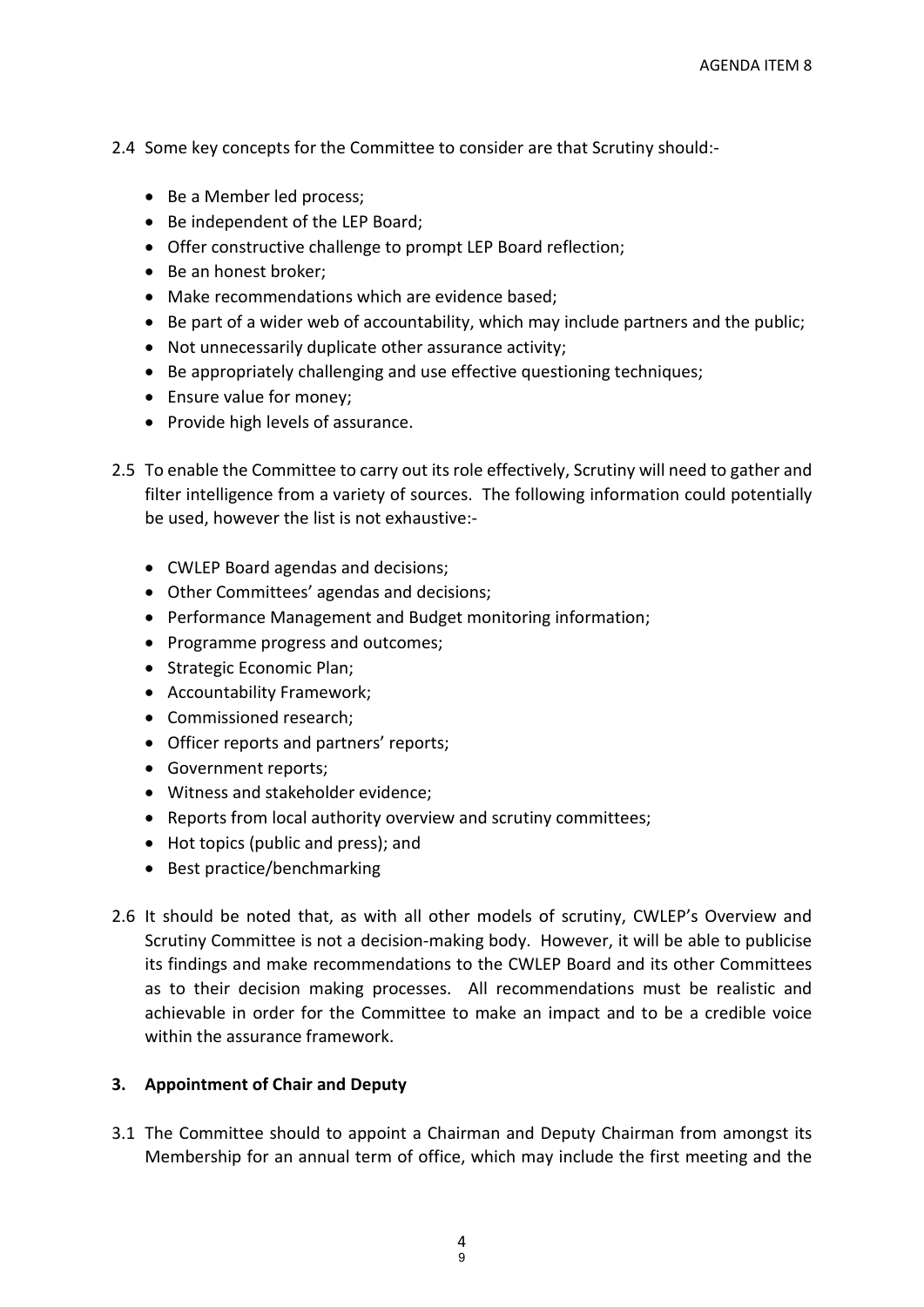2.4 Some key concepts for the Committee to consider are that Scrutiny should:-

- Be a Member led process;
- Be independent of the LEP Board;
- Offer constructive challenge to prompt LEP Board reflection;
- Be an honest broker;
- Make recommendations which are evidence based;
- Be part of a wider web of accountability, which may include partners and the public;
- Not unnecessarily duplicate other assurance activity;
- Be appropriately challenging and use effective questioning techniques;
- Ensure value for money;
- Provide high levels of assurance.

2.5 To enable the Committee to carry out its role effectively, Scrutiny will need to gather and filter intelligence from a variety of sources. The following information could potentially be used, however the list is not exhaustive:-

- CWLEP Board agendas and decisions;
- Other Committees' agendas and decisions;
- Performance Management and Budget monitoring information;
- Programme progress and outcomes;
- Strategic Economic Plan;
- Accountability Framework;
- Commissioned research;
- Officer reports and partners' reports;
- Government reports;
- Witness and stakeholder evidence;
- Reports from local authority overview and scrutiny committees;
- Hot topics (public and press); and
- Best practice/benchmarking

2.6 It should be noted that, as with all other models of scrutiny, CWLEP's Overview and Scrutiny Committee is not a decision-making body. However, it will be able to publicise its findings and make recommendations to the CWLEP Board and its other Committees as to their decision making processes. All recommendations must be realistic and achievable in order for the Committee to make an impact and to be a credible voice within the assurance framework.

## 3. Appointment of Chair and Deputy

3.1 The Committee should to appoint a Chairman and Deputy Chairman from amongst its Membership for an annual term of office, which may include the first meeting and the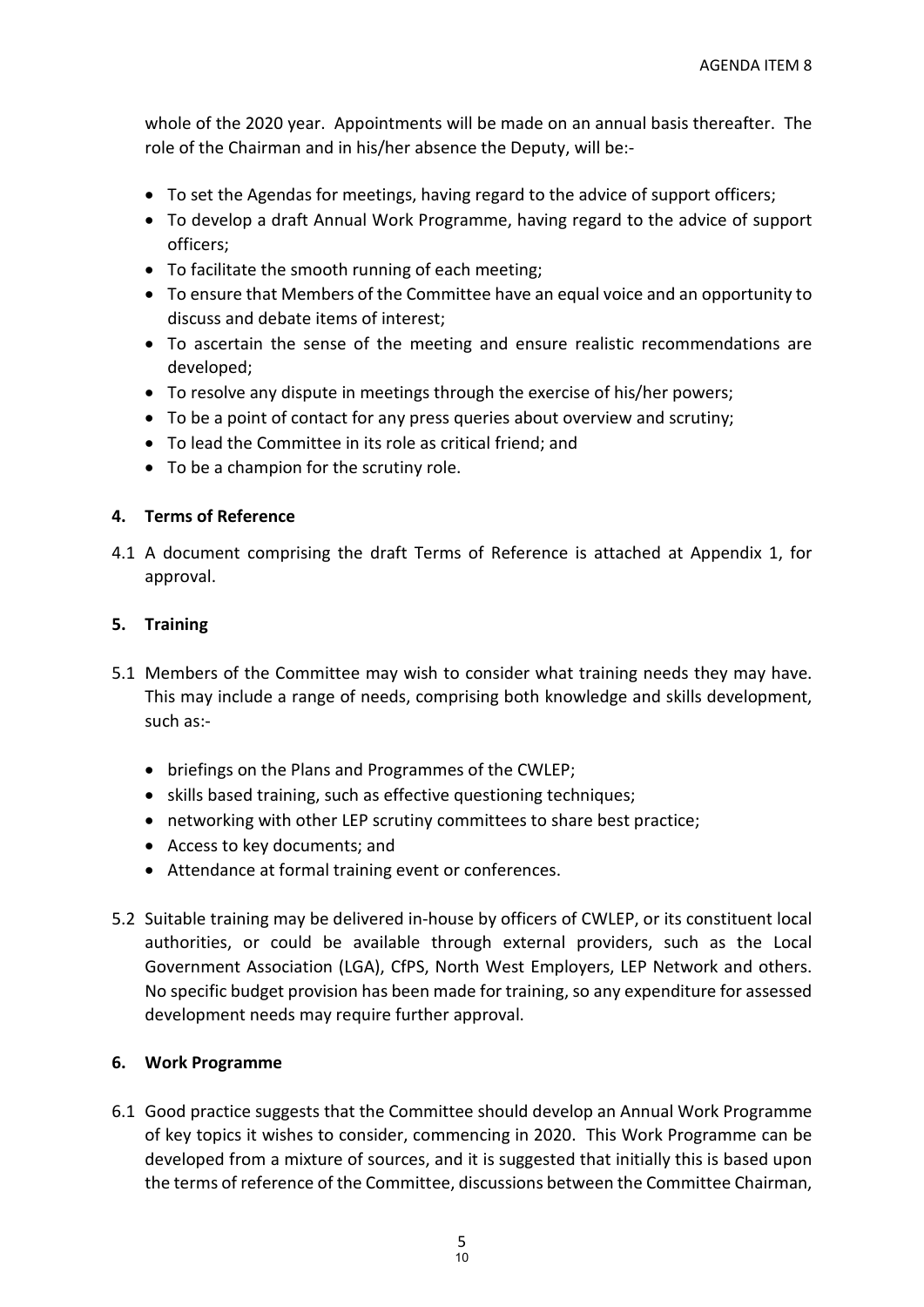whole of the 2020 year. Appointments will be made on an annual basis thereafter. The role of the Chairman and in his/her absence the Deputy, will be:-

- To set the Agendas for meetings, having regard to the advice of support officers;
- To develop a draft Annual Work Programme, having regard to the advice of support officers;
- To facilitate the smooth running of each meeting;
- To ensure that Members of the Committee have an equal voice and an opportunity to discuss and debate items of interest;
- To ascertain the sense of the meeting and ensure realistic recommendations are developed;
- To resolve any dispute in meetings through the exercise of his/her powers;
- To be a point of contact for any press queries about overview and scrutiny;
- To lead the Committee in its role as critical friend; and
- To be a champion for the scrutiny role.

## 4. Terms of Reference

4.1 A document comprising the draft Terms of Reference is attached at Appendix 1, for approval.

## 5. Training

5.1 Members of the Committee may wish to consider what training needs they may have. This may include a range of needs, comprising both knowledge and skills development, such as:-

- briefings on the Plans and Programmes of the CWLEP;
- skills based training, such as effective questioning techniques;
- networking with other LEP scrutiny committees to share best practice;
- Access to key documents; and
- Attendance at formal training event or conferences.

5.2 Suitable training may be delivered in-house by officers of CWLEP, or its constituent local authorities, or could be available through external providers, such as the Local Government Association (LGA), CfPS, North West Employers, LEP Network and others. No specific budget provision has been made for training, so any expenditure for assessed development needs may require further approval.

## 6. Work Programme

6.1 Good practice suggests that the Committee should develop an Annual Work Programme of key topics it wishes to consider, commencing in 2020. This Work Programme can be developed from a mixture of sources, and it is suggested that initially this is based upon the terms of reference of the Committee, discussions between the Committee Chairman,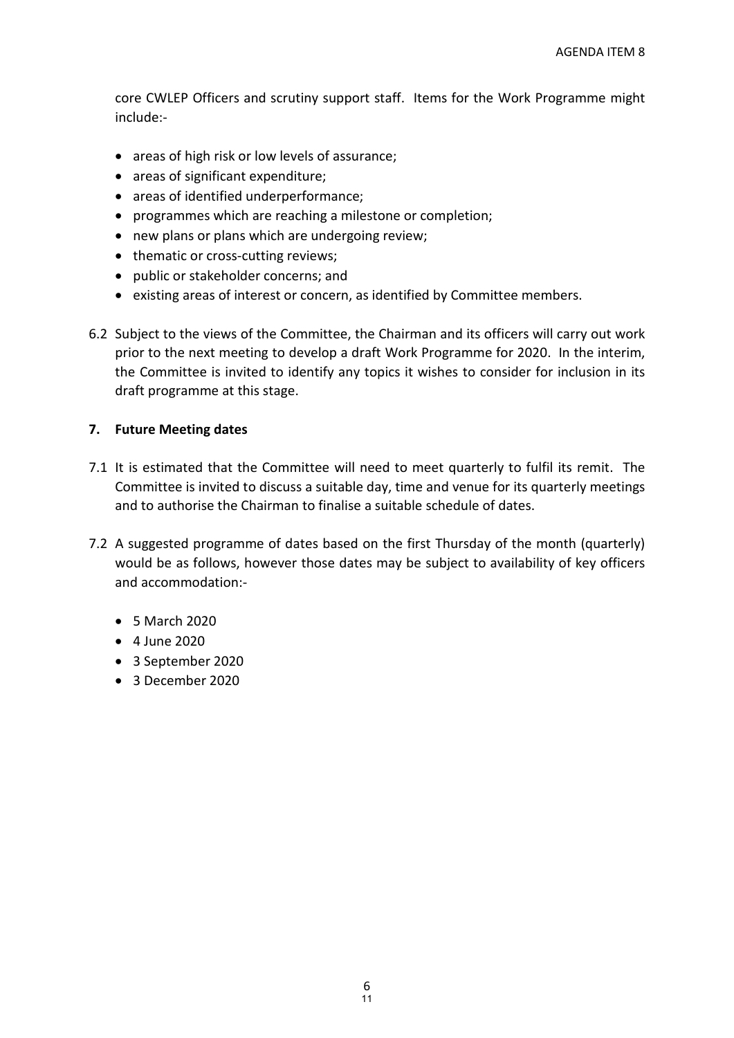core CWLEP Officers and scrutiny support staff. Items for the Work Programme might include:-

- areas of high risk or low levels of assurance;
- areas of significant expenditure;
- areas of identified underperformance;
- programmes which are reaching a milestone or completion;
- new plans or plans which are undergoing review;
- thematic or cross-cutting reviews;
- public or stakeholder concerns; and
- existing areas of interest or concern, as identified by Committee members.

6.2 Subject to the views of the Committee, the Chairman and its officers will carry out work prior to the next meeting to develop a draft Work Programme for 2020. In the interim, the Committee is invited to identify any topics it wishes to consider for inclusion in its draft programme at this stage.

## 7. Future Meeting dates

7.1 It is estimated that the Committee will need to meet quarterly to fulfil its remit. The Committee is invited to discuss a suitable day, time and venue for its quarterly meetings and to authorise the Chairman to finalise a suitable schedule of dates.

7.2 A suggested programme of dates based on the first Thursday of the month (quarterly) would be as follows, however those dates may be subject to availability of key officers and accommodation:-

- 5 March 2020
- 4 June 2020
- 3 September 2020
- 3 December 2020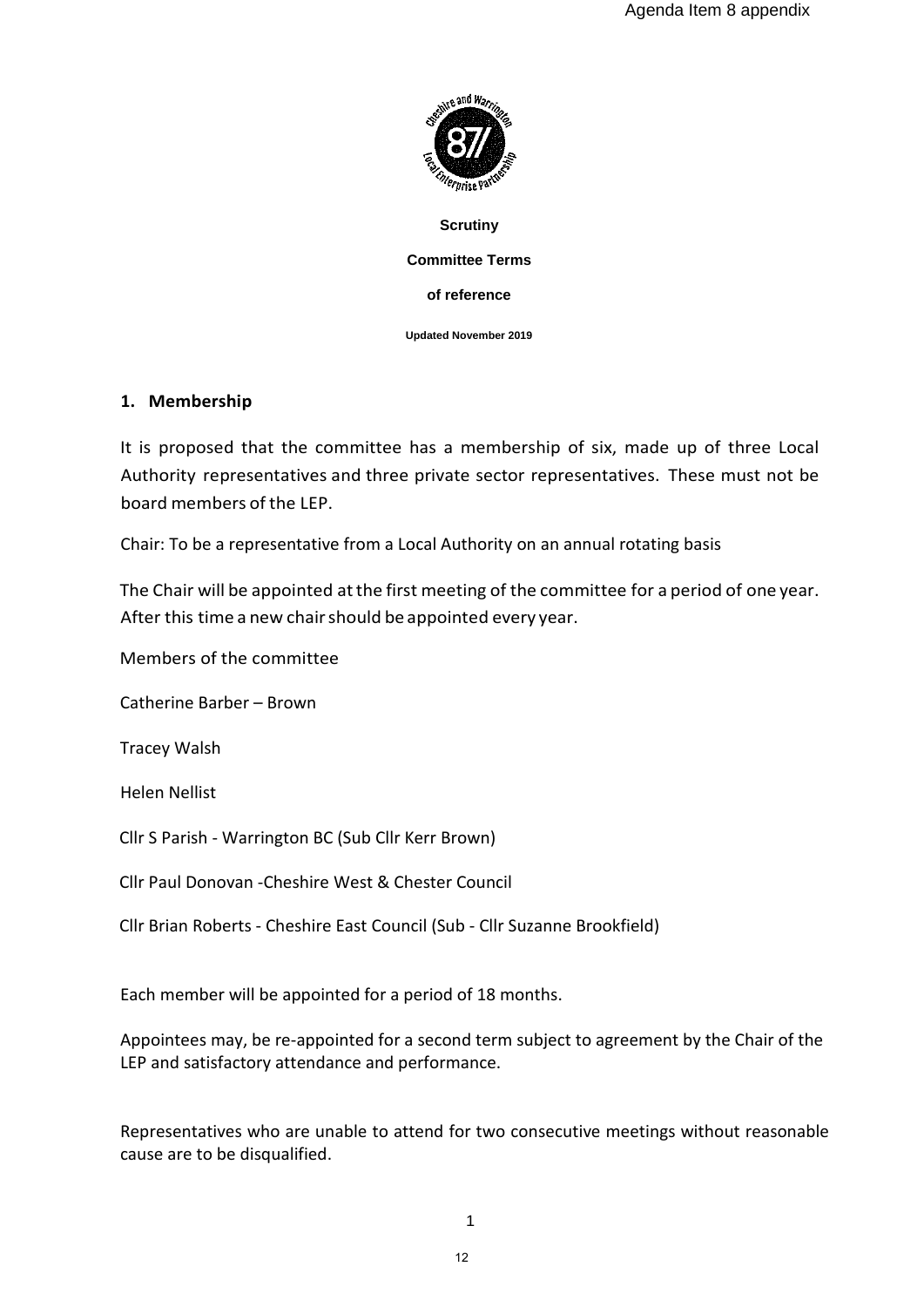Agenda Item 8 appendix

**Scrutiny**

**Committee Terms**

**of reference**

**Updated November 2019**

## 1. Membership

It is proposed that the committee has a membership of six, made up of three Local Authority representatives and three private sector representatives. These must not be board members of the LEP.

Chair: To be a representative from a Local Authority on an annual rotating basis

The Chair will be appointed at the first meeting of the committee for a period of one year. After this time a new chair should be appointed every year.

Members of the committee

Catherine Barber – Brown

Tracey Walsh

Helen Nellist

Cllr S Parish - Warrington BC (Sub Cllr Kerr Brown)

Cllr Paul Donovan -Cheshire West & Chester Council

Cllr Brian Roberts - Cheshire East Council (Sub - Cllr Suzanne Brookfield)

Each member will be appointed for a period of 18 months.

Appointees may, be re-appointed for a second term subject to agreement by the Chair of the LEP and satisfactory attendance and performance.

Representatives who are unable to attend for two consecutive meetings without reasonable cause are to be disqualified.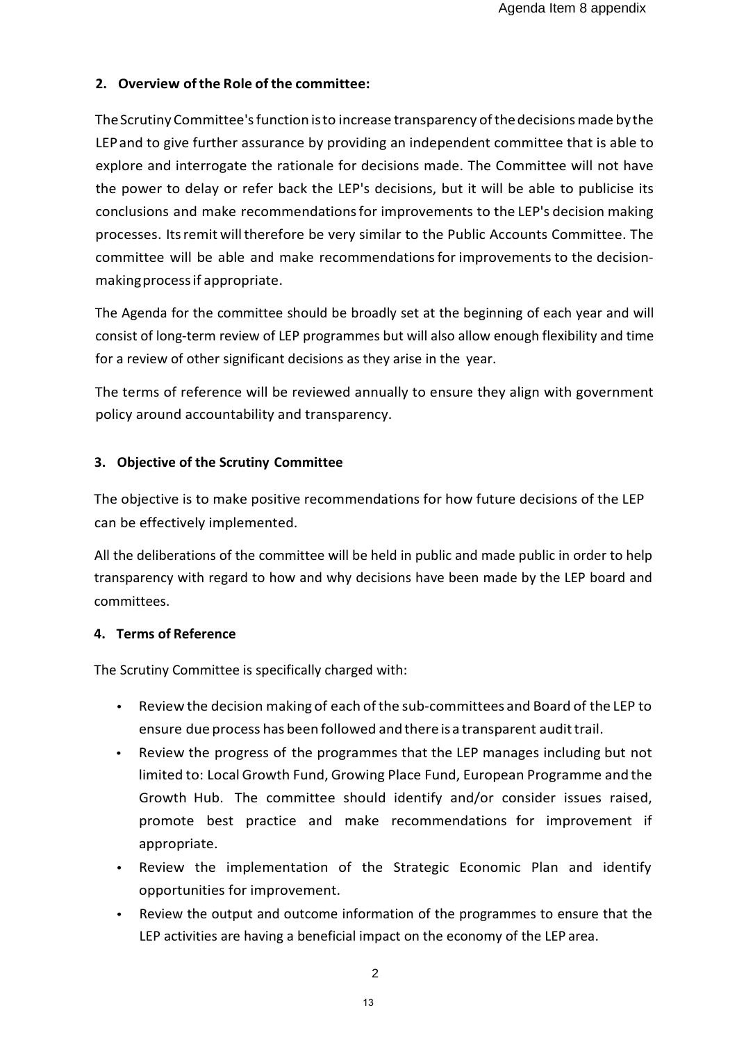## 2. Overview of the Role of the committee:

The Scrutiny Committee's function is to increase transparency of the decisions made by the LEP and to give further assurance by providing an independent committee that is able to explore and interrogate the rationale for decisions made. The Committee will not have the power to delay or refer back the LEP's decisions, but it will be able to publicise its conclusions and make recommendations for improvements to the LEP's decision making processes. Its remit will therefore be very similar to the Public Accounts Committee. The committee will be able and make recommendations for improvements to the decision-making process if appropriate.

The Agenda for the committee should be broadly set at the beginning of each year and will consist of long-term review of LEP programmes but will also allow enough flexibility and time for a review of other significant decisions as they arise in the year.

The terms of reference will be reviewed annually to ensure they align with government policy around accountability and transparency.

## 3. Objective of the Scrutiny Committee

The objective is to make positive recommendations for how future decisions of the LEP can be effectively implemented.

All the deliberations of the committee will be held in public and made public in order to help transparency with regard to how and why decisions have been made by the LEP board and committees.

## 4. Terms of Reference

The Scrutiny Committee is specifically charged with:

- Review the decision making of each of the sub-committees and Board of the LEP to ensure due process has been followed and there is a transparent audit trail.
- Review the progress of the programmes that the LEP manages including but not limited to: Local Growth Fund, Growing Place Fund, European Programme and the Growth Hub. The committee should identify and/or consider issues raised, promote best practice and make recommendations for improvement if appropriate.
- Review the implementation of the Strategic Economic Plan and identify opportunities for improvement.
- Review the output and outcome information of the programmes to ensure that the LEP activities are having a beneficial impact on the economy of the LEP area.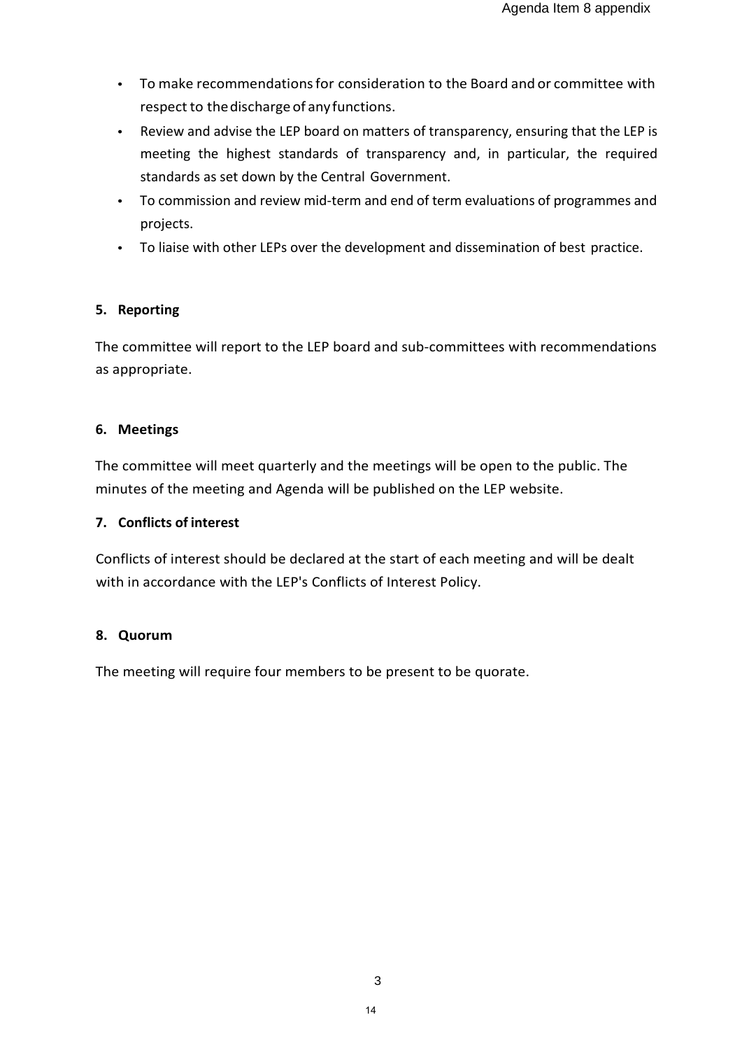- To make recommendations for consideration to the Board and or committee with respect to the discharge of any functions.
- Review and advise the LEP board on matters of transparency, ensuring that the LEP is meeting the highest standards of transparency and, in particular, the required standards as set down by the Central Government.
- To commission and review mid-term and end of term evaluations of programmes and projects.
- To liaise with other LEPs over the development and dissemination of best practice.

**5. Reporting**

The committee will report to the LEP board and sub-committees with recommendations as appropriate.

**6. Meetings**

The committee will meet quarterly and the meetings will be open to the public. The minutes of the meeting and Agenda will be published on the LEP website.

**7. Conflicts of interest**

Conflicts of interest should be declared at the start of each meeting and will be dealt with in accordance with the LEP's Conflicts of Interest Policy.

**8. Quorum**

The meeting will require four members to be present to be quorate.